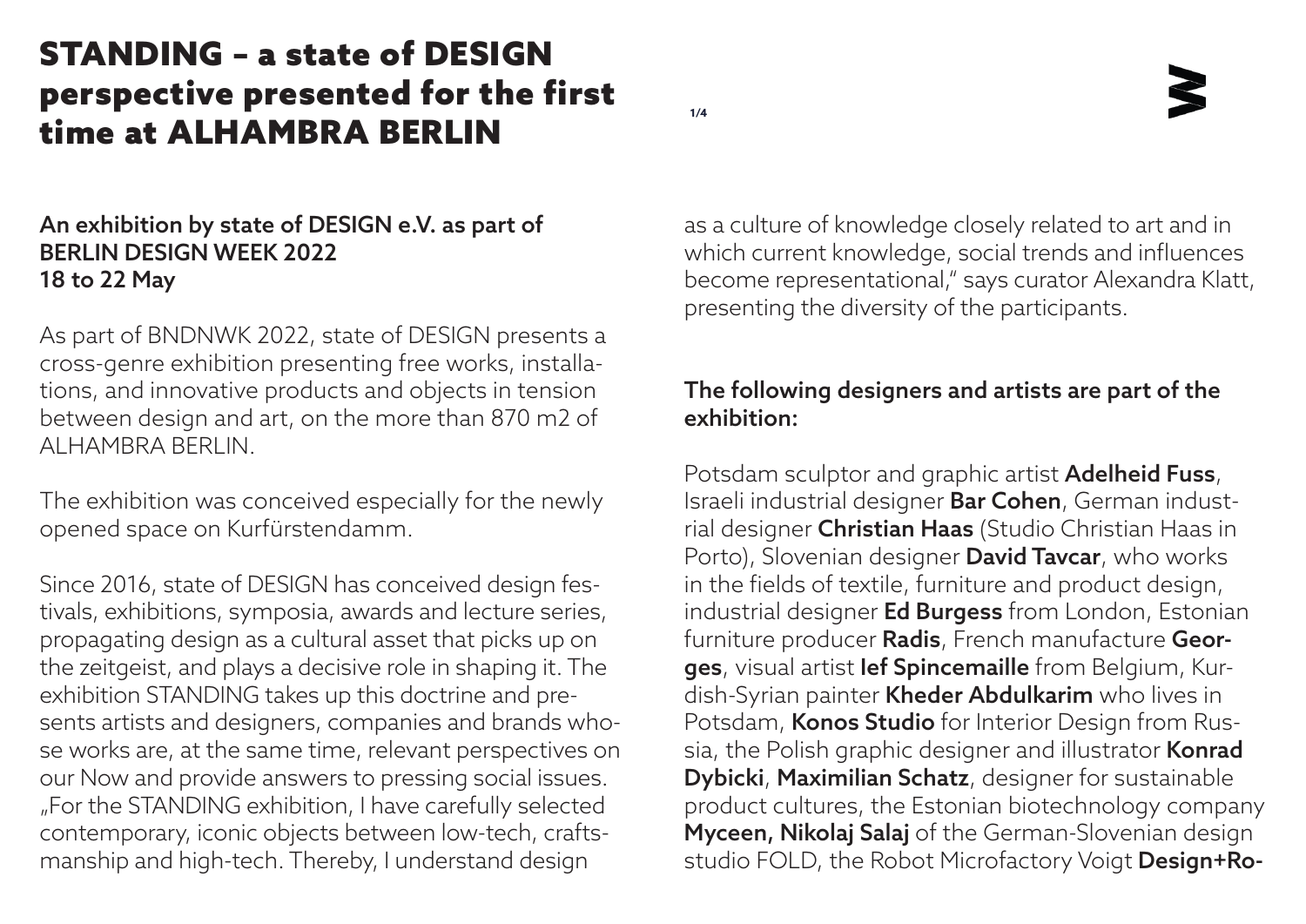# STANDING – a state of DESIGN perspective presented for the first time at ALHAMBRA BERLIN

**An exhibition by state of DESIGN e.V. as part of BERLIN DESIGN WEEK 2022**
**18 to 22 May**

As part of BNDNWK 2022, state of DESIGN presents a cross-genre exhibition presenting free works, installations, and innovative products and objects in tension between design and art, on the more than 870 m2 of ALHAMBRA BERLIN.

The exhibition was conceived especially for the newly opened space on Kurfürstendamm.

Since 2016, state of DESIGN has conceived design festivals, exhibitions, symposia, awards and lecture series, propagating design as a cultural asset that picks up on the zeitgeist, and plays a decisive role in shaping it. The exhibition STANDING takes up this doctrine and presents artists and designers, companies and brands whose works are, at the same time, relevant perspectives on our Now and provide answers to pressing social issues. „For the STANDING exhibition, I have carefully selected contemporary, iconic objects between low-tech, craftsmanship and high-tech. Thereby, I understand design as a culture of knowledge closely related to art and in which current knowledge, social trends and influences become representational," says curator Alexandra Klatt, presenting the diversity of the participants.

**The following designers and artists are part of the exhibition:**

Potsdam sculptor and graphic artist **Adelheid Fuss**, Israeli industrial designer **Bar Cohen**, German industrial designer **Christian Haas** (Studio Christian Haas in Porto), Slovenian designer **David Tavcar**, who works in the fields of textile, furniture and product design, industrial designer **Ed Burgess** from London, Estonian furniture producer **Radis**, French manufacture **Georges**, visual artist **Ief Spincemaille** from Belgium, Kurdish-Syrian painter **Kheder Abdulkarim** who lives in Potsdam, **Konos Studio** for Interior Design from Russia, the Polish graphic designer and illustrator **Konrad Dybicki**, **Maximilian Schatz**, designer for sustainable product cultures, the Estonian biotechnology company **Myceen, Nikolaj Salaj** of the German-Slovenian design studio FOLD, the Robot Microfactory Voigt **Design+Ro-**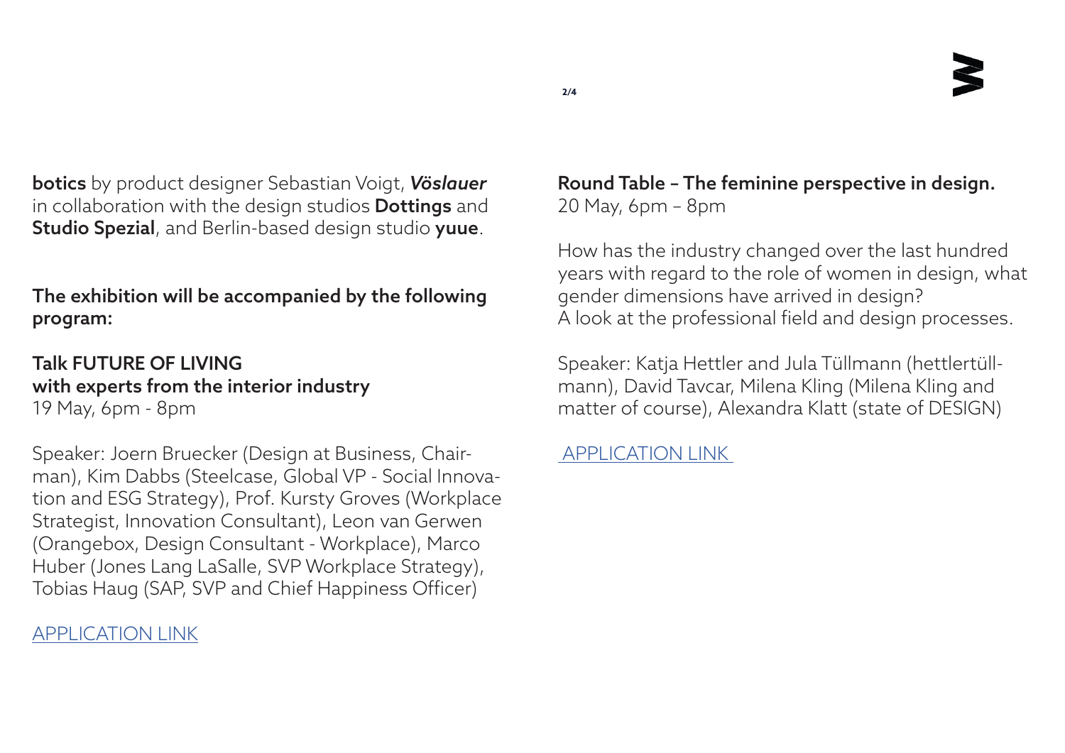**botics** by product designer Sebastian Voigt, ***Vöslauer*** in collaboration with the design studios **Dottings** and **Studio Spezial**, and Berlin-based design studio **yuue**.

**The exhibition will be accompanied by the following program:**

**Talk FUTURE OF LIVING**
**with experts from the interior industry**
19 May, 6pm - 8pm

Speaker: Joern Bruecker (Design at Business, Chairman), Kim Dabbs (Steelcase, Global VP - Social Innovation and ESG Strategy), Prof. Kursty Groves (Workplace Strategist, Innovation Consultant), Leon van Gerwen (Orangebox, Design Consultant - Workplace), Marco Huber (Jones Lang LaSalle, SVP Workplace Strategy), Tobias Haug (SAP, SVP and Chief Happiness Officer)

APPLICATION LINK

**Round Table – The feminine perspective in design.**
20 May, 6pm – 8pm

How has the industry changed over the last hundred years with regard to the role of women in design, what gender dimensions have arrived in design?
A look at the professional field and design processes.

Speaker: Katja Hettler and Jula Tüllmann (hettlertüllmann), David Tavcar, Milena Kling (Milena Kling and matter of course), Alexandra Klatt (state of DESIGN)

APPLICATION LINK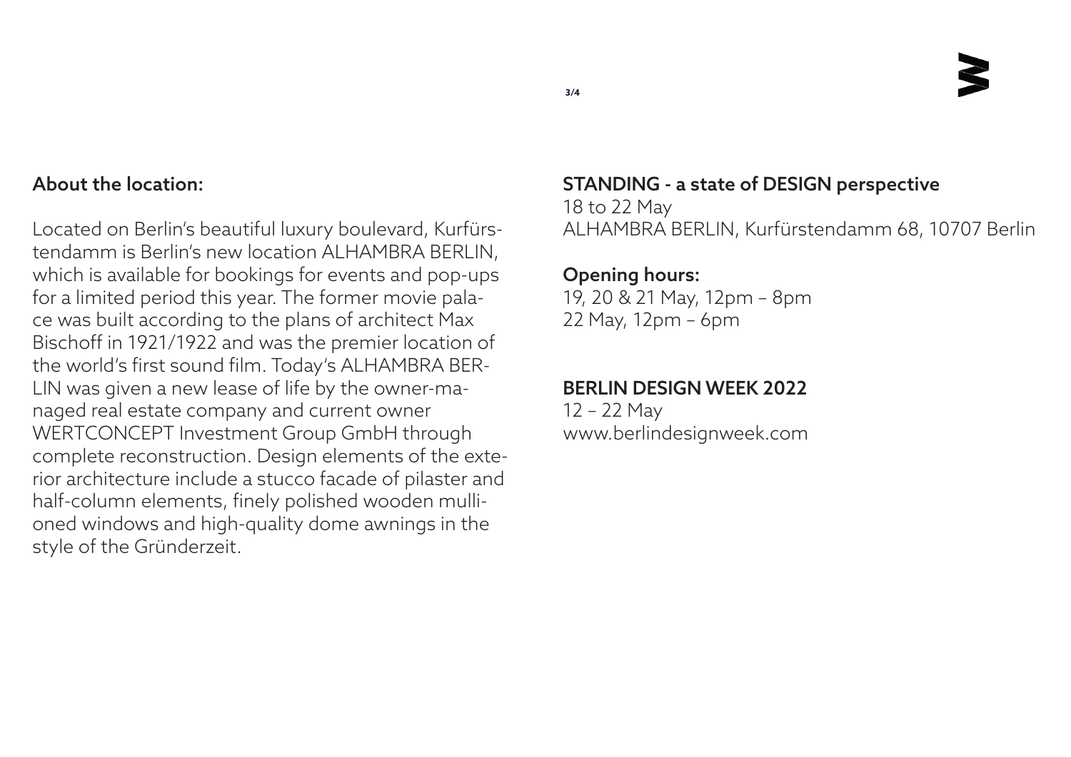## About the location:

Located on Berlin's beautiful luxury boulevard, Kurfürstendamm is Berlin's new location ALHAMBRA BERLIN, which is available for bookings for events and pop-ups for a limited period this year. The former movie palace was built according to the plans of architect Max Bischoff in 1921/1922 and was the premier location of the world's first sound film. Today's ALHAMBRA BERLIN was given a new lease of life by the owner-managed real estate company and current owner WERTCONCEPT Investment Group GmbH through complete reconstruction. Design elements of the exterior architecture include a stucco facade of pilaster and half-column elements, finely polished wooden mullioned windows and high-quality dome awnings in the style of the Gründerzeit.

**STANDING - a state of DESIGN perspective**
18 to 22 May
ALHAMBRA BERLIN, Kurfürstendamm 68, 10707 Berlin

**Opening hours:**
19, 20 & 21 May, 12pm – 8pm
22 May, 12pm – 6pm

**BERLIN DESIGN WEEK 2022**
12 – 22 May
www.berlindesignweek.com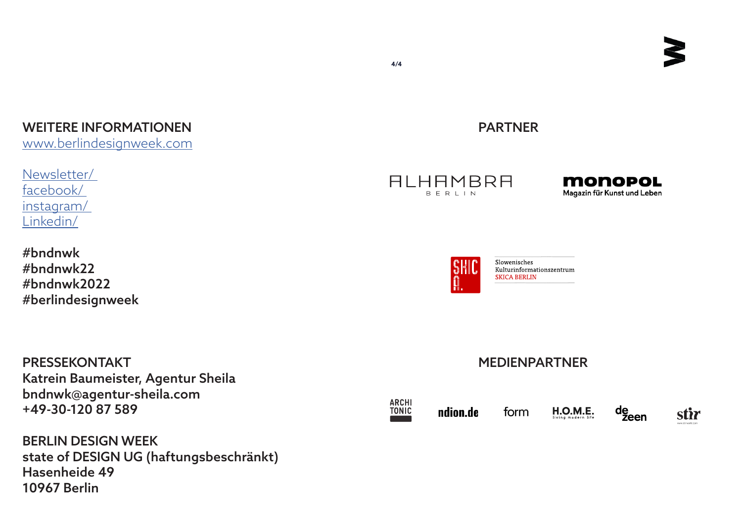## WEITERE INFORMATIONEN

www.berlindesignweek.com

Newsletter/
facebook/
instagram/
Linkedin/

**#bndnwk**
**#bndnwk22**
**#bndnwk2022**
**#berlindesignweek**

## PRESSEKONTAKT

**Katrein Baumeister, Agentur Sheila**
**bndnwk@agentur-sheila.com**
**+49-30-120 87 589**

**BERLIN DESIGN WEEK**
**state of DESIGN UG (haftungsbeschränkt)**
**Hasenheide 49**
**10967 Berlin**

## PARTNER

ALHAMBRA BERLIN

monopol
Magazin für Kunst und Leben

Slowenisches Kulturinformationszentrum
SKICA BERLIN

## MEDIENPARTNER

ARCHI TONIC

ndion.de

form

H.O.M.E. living modern life

dezeen

stir